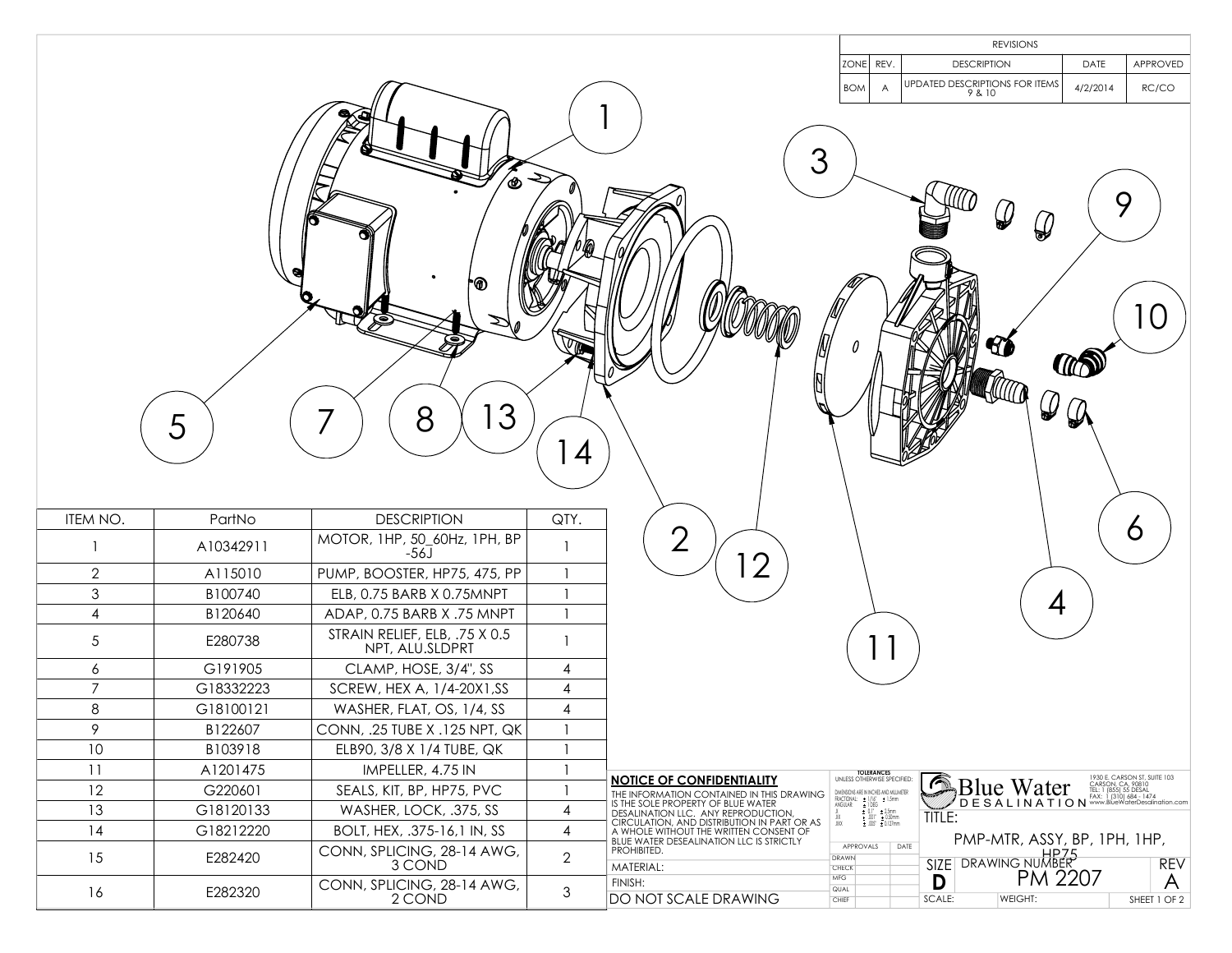| REVISIONS | | | | |
|---|---|---|---|---|
| ZONE | REV. | DESCRIPTION | DATE | APPROVED |
| BOM | A | UPDATED DESCRIPTIONS FOR ITEMS 9 & 10 | 4/2/2014 | RC/CO |

| ITEM NO. | PartNo | DESCRIPTION | QTY. |
|---|---|---|---|
| 1 | A10342911 | MOTOR, 1HP, 50_60Hz, 1PH, BP -56J | 1 |
| 2 | A115010 | PUMP, BOOSTER, HP75, 475, PP | 1 |
| 3 | B100740 | ELB, 0.75 BARB X 0.75MNPT | 1 |
| 4 | B120640 | ADAP, 0.75 BARB X .75 MNPT | 1 |
| 5 | E280738 | STRAIN RELIEF, ELB, .75 X 0.5 NPT, ALU.SLDPRT | 1 |
| 6 | G191905 | CLAMP, HOSE, 3/4", SS | 4 |
| 7 | G18332223 | SCREW, HEX A, 1/4-20X1,SS | 4 |
| 8 | G18100121 | WASHER, FLAT, OS, 1/4, SS | 4 |
| 9 | B122607 | CONN, .25 TUBE X .125 NPT, QK | 1 |
| 10 | B103918 | ELB90, 3/8 X 1/4 TUBE, QK | 1 |
| 11 | A1201475 | IMPELLER, 4.75 IN | 1 |
| 12 | G220601 | SEALS, KIT, BP, HP75, PVC | 1 |
| 13 | G18120133 | WASHER, LOCK, .375, SS | 4 |
| 14 | G18212220 | BOLT, HEX, .375-16,1 IN, SS | 4 |
| 15 | E282420 | CONN, SPLICING, 28-14 AWG, 3 COND | 2 |
| 16 | E282320 | CONN, SPLICING, 28-14 AWG, 2 COND | 3 |

**NOTICE OF CONFIDENTIALITY**

THE INFORMATION CONTAINED IN THIS DRAWING IS THE SOLE PROPERTY OF BLUE WATER DESALINATION LLC. ANY REPRODUCTION, CIRCULATION, AND DISTRIBUTION IN PART OR AS A WHOLE WITHOUT THE WRITTEN CONSENT OF BLUE WATER DESEALINATION LLC IS STRICTLY PROHIBITED.

MATERIAL:

FINISH:

DO NOT SCALE DRAWING

TOLERANCES UNLESS OTHERWISE SPECIFIED:

| APPROVALS | | DATE |
|---|---|---|
| DRAWN | | |
| CHECK | | |
| MFG | | |
| QUAL | | |
| CHIEF | | |

Blue Water DESALINATION

1930 E. CARSON ST. SUITE 103 CARSON, CA. 90810 TEL: 1 (855) 55 DESAL FAX: 1 (310) 684 - 1474 www.BlueWaterDesalination.com

TITLE: PMP-MTR, ASSY, BP, 1PH, 1HP, HP75

SIZE: D | DRAWING NUMBER: PM 2207 | REV: A

SCALE: | WEIGHT: | SHEET 1 OF 2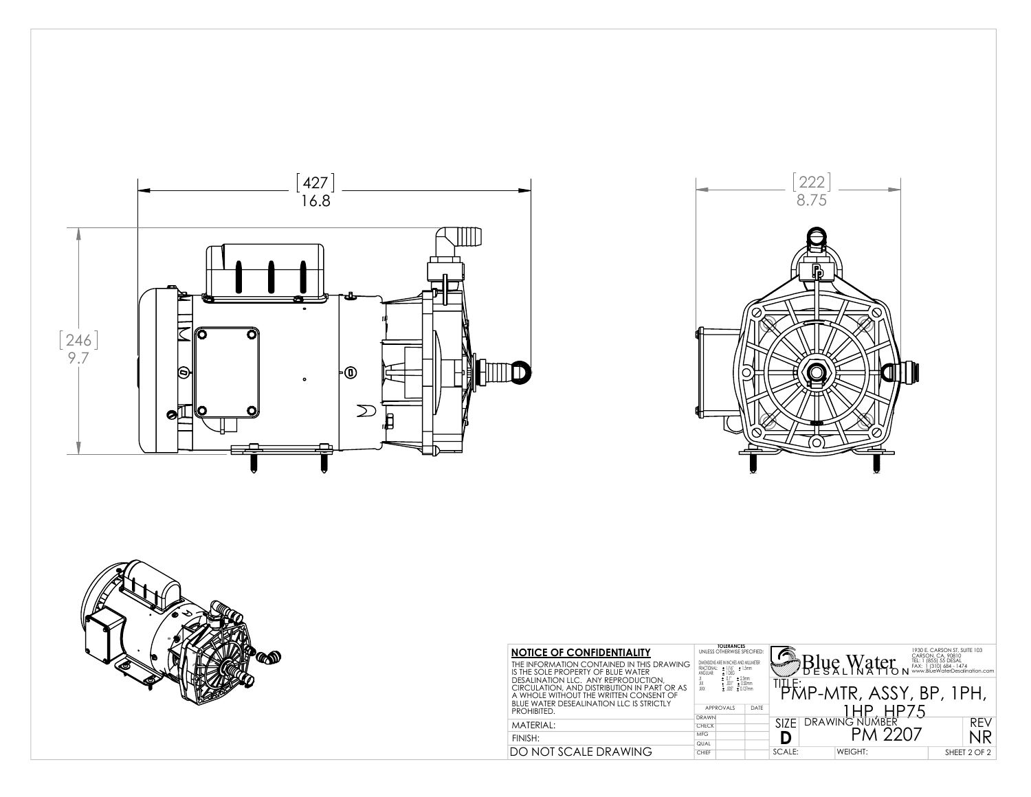[427]
16.8

[246]
9.7

[222]
8.75

**NOTICE OF CONFIDENTIALITY**

THE INFORMATION CONTAINED IN THIS DRAWING IS THE SOLE PROPERTY OF BLUE WATER DESALINATION LLC. ANY REPRODUCTION, CIRCULATION, AND DISTRIBUTION IN PART OR AS A WHOLE WITHOUT THE WRITTEN CONSENT OF BLUE WATER DESEALINATION LLC IS STRICTLY PROHIBITED.

| | |
|---|---|
| MATERIAL: | |
| FINISH: | |
| DO NOT SCALE DRAWING | |

**TOLERANCES**
UNLESS OTHERWISE SPECIFIED:

DIMENSIONS ARE IN INCHES AND MILLIMETER
FRACTIONAL: ± 1/16", ± 1.5mm
ANGULAR: ± 1 DEG
.X: ± 0.1", ± 2.5mm
.XX: ± .020", ± 0.50mm
.XXX: ± .005", ± 0.127mm

| APPROVALS | | DATE |
|---|---|---|
| DRAWN | | |
| CHECK | | |
| MFG | | |
| QUAL | | |
| CHIEF | | |

Blue Water DESALINATION
1930 E. CARSON ST. SUITE 103
CARSON, CA. 90810
TEL: 1 (855) 55 DESAL
FAX: 1 (310) 684 - 1474
www.BlueWaterDesalination.com

TITLE: PMP-MTR, ASSY, BP, 1PH, 1HP, HP75

| SIZE | DRAWING NUMBER | REV |
|---|---|---|
| D | PM 2207 | NR |
| SCALE: | WEIGHT: | SHEET 2 OF 2 |